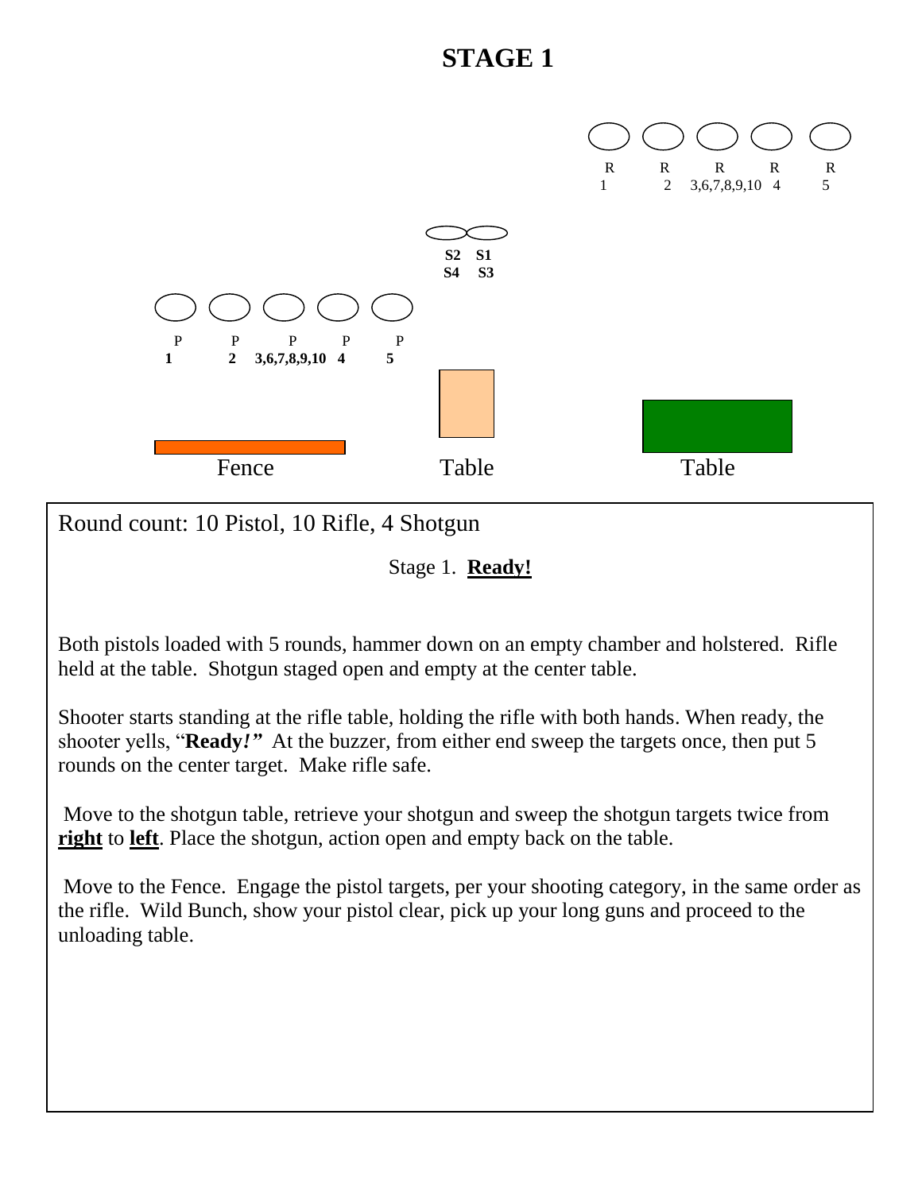# STAGE 1

R 1 | R 2 | R 3,6,7,8,9,10 | R 4 | R 5

S2 S1
S4 S3

P 1 | P 2 | P 3,6,7,8,9,10 | P 4 | P 5

Fence | Table | Table

Round count: 10 Pistol, 10 Rifle, 4 Shotgun

Stage 1. **Ready!**

Both pistols loaded with 5 rounds, hammer down on an empty chamber and holstered. Rifle held at the table. Shotgun staged open and empty at the center table.

Shooter starts standing at the rifle table, holding the rifle with both hands. When ready, the shooter yells, "**Ready!"** At the buzzer, from either end sweep the targets once, then put 5 rounds on the center target. Make rifle safe.

Move to the shotgun table, retrieve your shotgun and sweep the shotgun targets twice from **right** to **left**. Place the shotgun, action open and empty back on the table.

Move to the Fence. Engage the pistol targets, per your shooting category, in the same order as the rifle. Wild Bunch, show your pistol clear, pick up your long guns and proceed to the unloading table.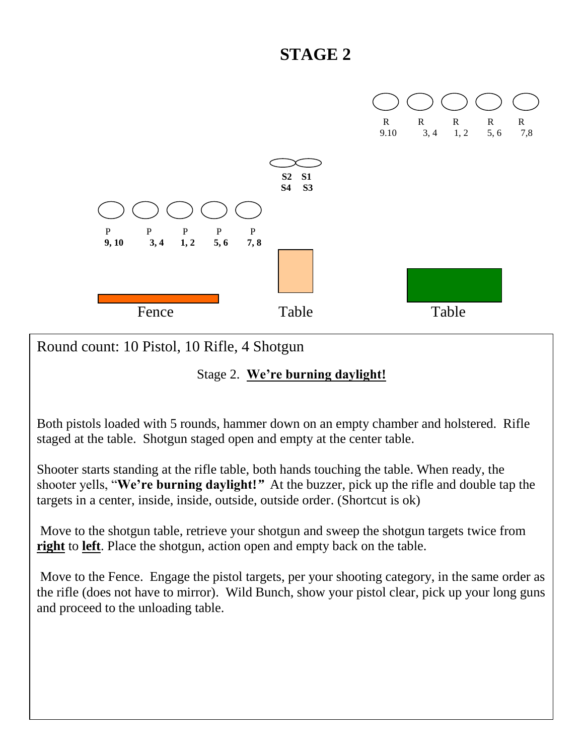# STAGE 2

R R R R R
9.10 3, 4 1, 2 5, 6 7,8

S2 S1
S4 S3

P P P P P
**9, 10** **3, 4** **1, 2** **5, 6** **7, 8**

Fence Table Table

Round count: 10 Pistol, 10 Rifle, 4 Shotgun

Stage 2. **We're burning daylight!**

Both pistols loaded with 5 rounds, hammer down on an empty chamber and holstered. Rifle staged at the table. Shotgun staged open and empty at the center table.

Shooter starts standing at the rifle table, both hands touching the table. When ready, the shooter yells, "**We're burning daylight!"** At the buzzer, pick up the rifle and double tap the targets in a center, inside, inside, outside, outside order. (Shortcut is ok)

Move to the shotgun table, retrieve your shotgun and sweep the shotgun targets twice from **right** to **left**. Place the shotgun, action open and empty back on the table.

Move to the Fence. Engage the pistol targets, per your shooting category, in the same order as the rifle (does not have to mirror). Wild Bunch, show your pistol clear, pick up your long guns and proceed to the unloading table.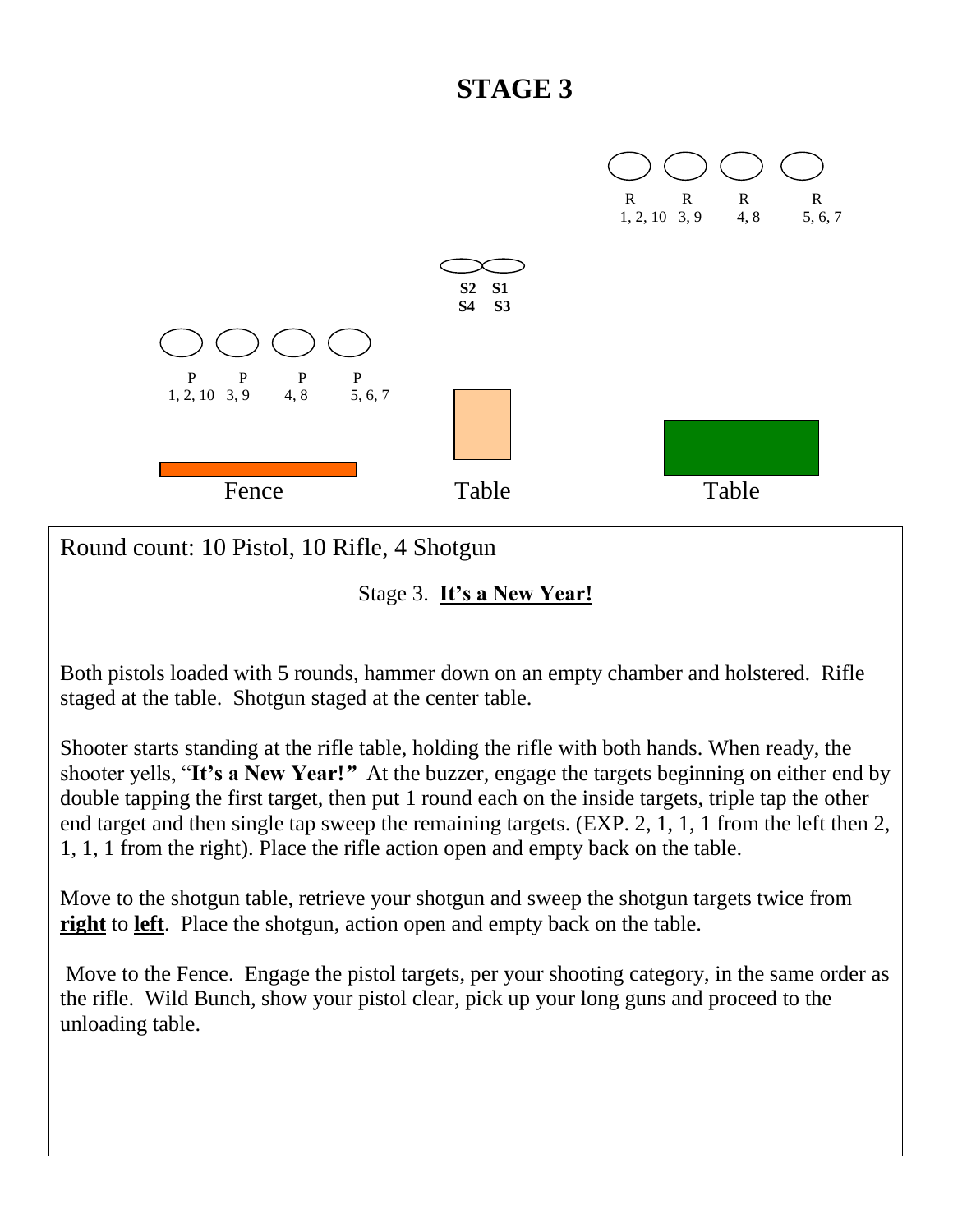# STAGE 3

R R R R
1, 2, 10 3, 9 4, 8 5, 6, 7

S2 S1
S4 S3

P P P P
1, 2, 10 3, 9 4, 8 5, 6, 7

Fence Table Table

Round count: 10 Pistol, 10 Rifle, 4 Shotgun

Stage 3. **It's a New Year!**

Both pistols loaded with 5 rounds, hammer down on an empty chamber and holstered. Rifle staged at the table. Shotgun staged at the center table.

Shooter starts standing at the rifle table, holding the rifle with both hands. When ready, the shooter yells, "**It's a New Year!**" At the buzzer, engage the targets beginning on either end by double tapping the first target, then put 1 round each on the inside targets, triple tap the other end target and then single tap sweep the remaining targets. (EXP. 2, 1, 1, 1 from the left then 2, 1, 1, 1 from the right). Place the rifle action open and empty back on the table.

Move to the shotgun table, retrieve your shotgun and sweep the shotgun targets twice from **right** to **left**. Place the shotgun, action open and empty back on the table.

Move to the Fence. Engage the pistol targets, per your shooting category, in the same order as the rifle. Wild Bunch, show your pistol clear, pick up your long guns and proceed to the unloading table.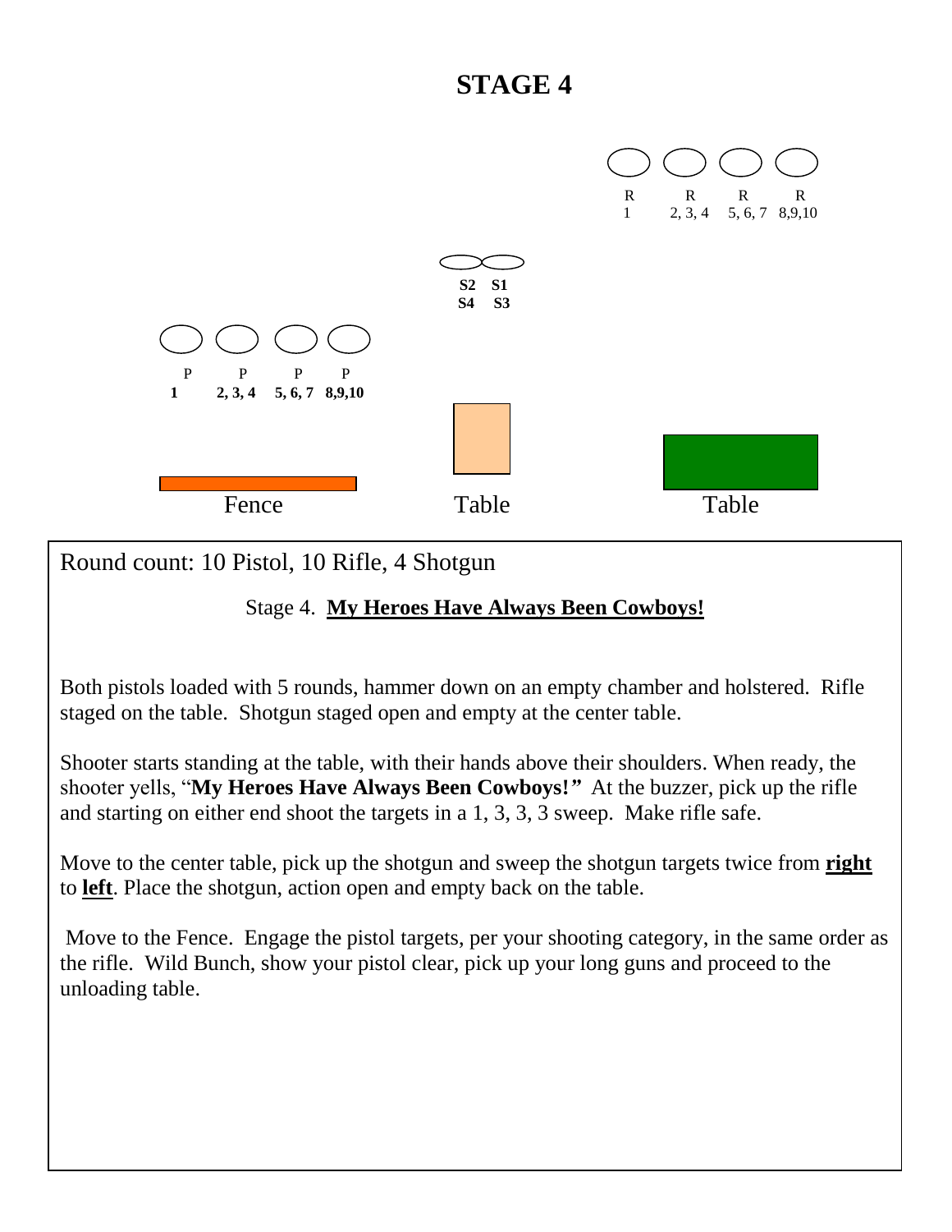# STAGE 4

R R R R
1 2, 3, 4 5, 6, 7 8,9,10

**S2 S1**
**S4 S3**

P P P P
**1 2, 3, 4 5, 6, 7 8,9,10**

Fence Table Table

Round count: 10 Pistol, 10 Rifle, 4 Shotgun

Stage 4. **My Heroes Have Always Been Cowboys!**

Both pistols loaded with 5 rounds, hammer down on an empty chamber and holstered. Rifle staged on the table. Shotgun staged open and empty at the center table.

Shooter starts standing at the table, with their hands above their shoulders. When ready, the shooter yells, "**My Heroes Have Always Been Cowboys!**" At the buzzer, pick up the rifle and starting on either end shoot the targets in a 1, 3, 3, 3 sweep. Make rifle safe.

Move to the center table, pick up the shotgun and sweep the shotgun targets twice from **right** to **left**. Place the shotgun, action open and empty back on the table.

Move to the Fence. Engage the pistol targets, per your shooting category, in the same order as the rifle. Wild Bunch, show your pistol clear, pick up your long guns and proceed to the unloading table.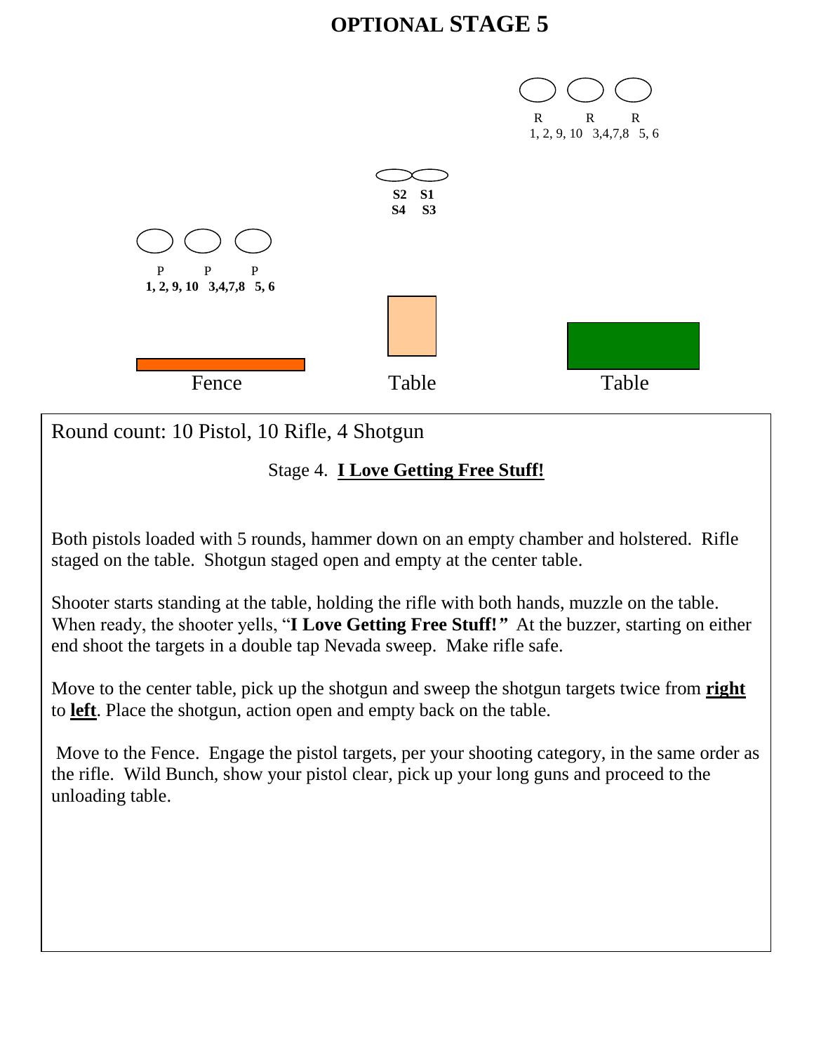# OPTIONAL STAGE 5

R R R
1, 2, 9, 10 3,4,7,8 5, 6

S2 S1
S4 S3

P P P
1, 2, 9, 10 3,4,7,8 5, 6

Fence Table Table

Round count: 10 Pistol, 10 Rifle, 4 Shotgun

Stage 4. **I Love Getting Free Stuff!**

Both pistols loaded with 5 rounds, hammer down on an empty chamber and holstered. Rifle staged on the table. Shotgun staged open and empty at the center table.

Shooter starts standing at the table, holding the rifle with both hands, muzzle on the table. When ready, the shooter yells, "**I Love Getting Free Stuff!"** At the buzzer, starting on either end shoot the targets in a double tap Nevada sweep. Make rifle safe.

Move to the center table, pick up the shotgun and sweep the shotgun targets twice from **right** to **left**. Place the shotgun, action open and empty back on the table.

Move to the Fence. Engage the pistol targets, per your shooting category, in the same order as the rifle. Wild Bunch, show your pistol clear, pick up your long guns and proceed to the unloading table.